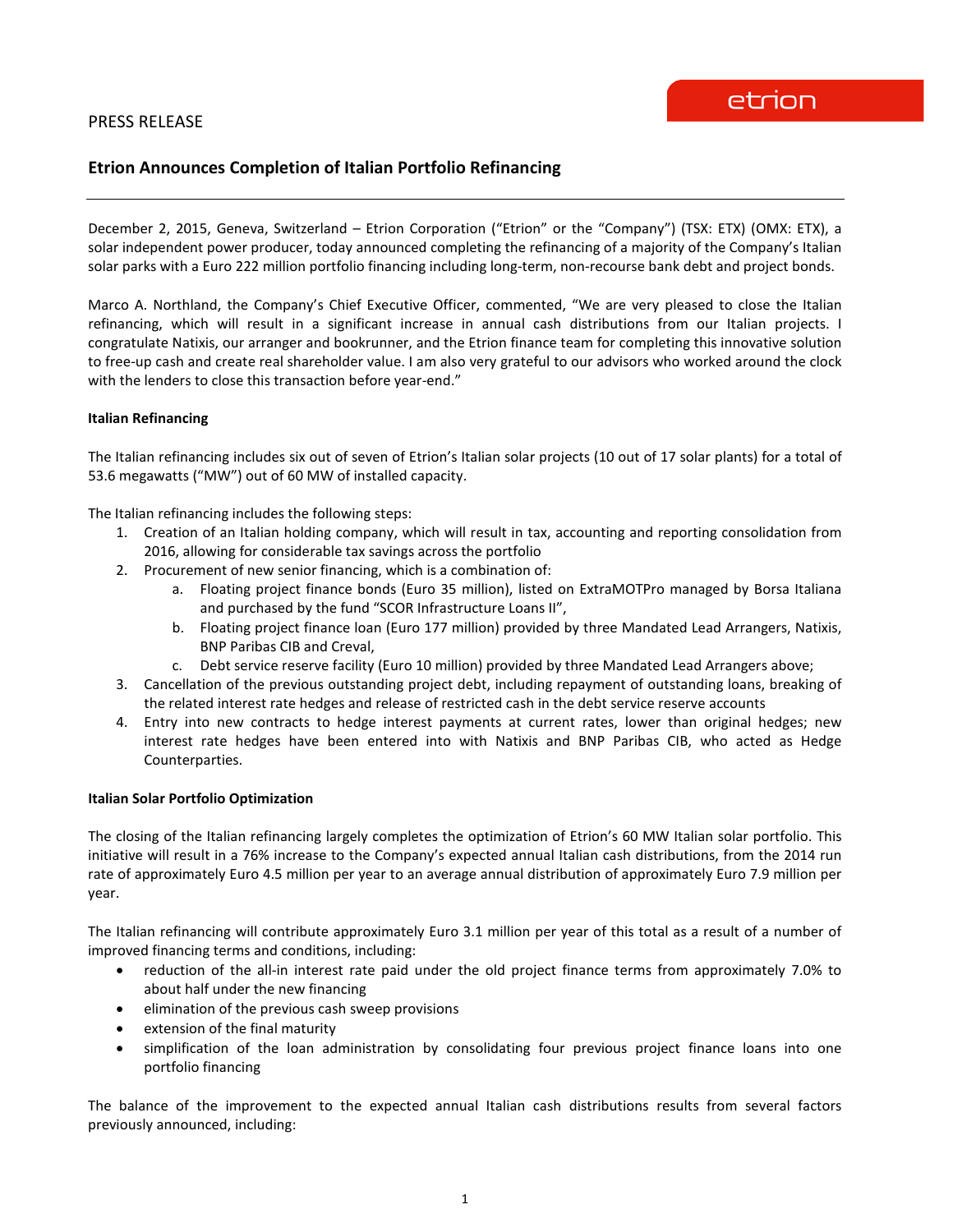PRESS RELEASE

etrion

# Etrion Announces Completion of Italian Portfolio Refinancing

December 2, 2015, Geneva, Switzerland – Etrion Corporation ("Etrion" or the "Company") (TSX: ETX) (OMX: ETX), a solar independent power producer, today announced completing the refinancing of a majority of the Company's Italian solar parks with a Euro 222 million portfolio financing including long-term, non-recourse bank debt and project bonds.

Marco A. Northland, the Company's Chief Executive Officer, commented, "We are very pleased to close the Italian refinancing, which will result in a significant increase in annual cash distributions from our Italian projects. I congratulate Natixis, our arranger and bookrunner, and the Etrion finance team for completing this innovative solution to free-up cash and create real shareholder value. I am also very grateful to our advisors who worked around the clock with the lenders to close this transaction before year-end."

**Italian Refinancing**

The Italian refinancing includes six out of seven of Etrion's Italian solar projects (10 out of 17 solar plants) for a total of 53.6 megawatts ("MW") out of 60 MW of installed capacity.

The Italian refinancing includes the following steps:

1. Creation of an Italian holding company, which will result in tax, accounting and reporting consolidation from 2016, allowing for considerable tax savings across the portfolio
2. Procurement of new senior financing, which is a combination of:
    a. Floating project finance bonds (Euro 35 million), listed on ExtraMOTPro managed by Borsa Italiana and purchased by the fund "SCOR Infrastructure Loans II",
    b. Floating project finance loan (Euro 177 million) provided by three Mandated Lead Arrangers, Natixis, BNP Paribas CIB and Creval,
    c. Debt service reserve facility (Euro 10 million) provided by three Mandated Lead Arrangers above;
3. Cancellation of the previous outstanding project debt, including repayment of outstanding loans, breaking of the related interest rate hedges and release of restricted cash in the debt service reserve accounts
4. Entry into new contracts to hedge interest payments at current rates, lower than original hedges; new interest rate hedges have been entered into with Natixis and BNP Paribas CIB, who acted as Hedge Counterparties.

**Italian Solar Portfolio Optimization**

The closing of the Italian refinancing largely completes the optimization of Etrion's 60 MW Italian solar portfolio. This initiative will result in a 76% increase to the Company's expected annual Italian cash distributions, from the 2014 run rate of approximately Euro 4.5 million per year to an average annual distribution of approximately Euro 7.9 million per year.

The Italian refinancing will contribute approximately Euro 3.1 million per year of this total as a result of a number of improved financing terms and conditions, including:

- reduction of the all-in interest rate paid under the old project finance terms from approximately 7.0% to about half under the new financing
- elimination of the previous cash sweep provisions
- extension of the final maturity
- simplification of the loan administration by consolidating four previous project finance loans into one portfolio financing

The balance of the improvement to the expected annual Italian cash distributions results from several factors previously announced, including: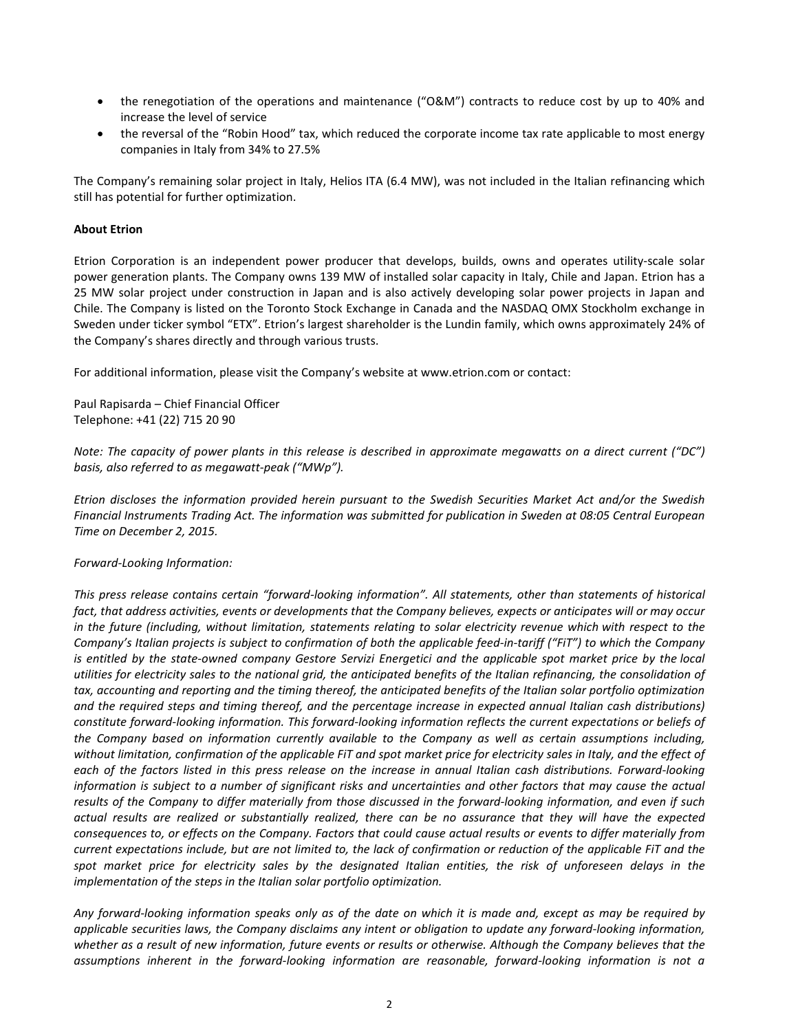- the renegotiation of the operations and maintenance ("O&M") contracts to reduce cost by up to 40% and increase the level of service
- the reversal of the "Robin Hood" tax, which reduced the corporate income tax rate applicable to most energy companies in Italy from 34% to 27.5%

The Company's remaining solar project in Italy, Helios ITA (6.4 MW), was not included in the Italian refinancing which still has potential for further optimization.

**About Etrion**

Etrion Corporation is an independent power producer that develops, builds, owns and operates utility-scale solar power generation plants. The Company owns 139 MW of installed solar capacity in Italy, Chile and Japan. Etrion has a 25 MW solar project under construction in Japan and is also actively developing solar power projects in Japan and Chile. The Company is listed on the Toronto Stock Exchange in Canada and the NASDAQ OMX Stockholm exchange in Sweden under ticker symbol "ETX". Etrion's largest shareholder is the Lundin family, which owns approximately 24% of the Company's shares directly and through various trusts.

For additional information, please visit the Company's website at www.etrion.com or contact:

Paul Rapisarda – Chief Financial Officer
Telephone: +41 (22) 715 20 90

*Note: The capacity of power plants in this release is described in approximate megawatts on a direct current ("DC") basis, also referred to as megawatt-peak ("MWp").*

*Etrion discloses the information provided herein pursuant to the Swedish Securities Market Act and/or the Swedish Financial Instruments Trading Act. The information was submitted for publication in Sweden at 08:05 Central European Time on December 2, 2015.*

*Forward-Looking Information:*

*This press release contains certain "forward-looking information". All statements, other than statements of historical fact, that address activities, events or developments that the Company believes, expects or anticipates will or may occur in the future (including, without limitation, statements relating to solar electricity revenue which with respect to the Company's Italian projects is subject to confirmation of both the applicable feed-in-tariff ("FiT") to which the Company is entitled by the state-owned company Gestore Servizi Energetici and the applicable spot market price by the local utilities for electricity sales to the national grid, the anticipated benefits of the Italian refinancing, the consolidation of tax, accounting and reporting and the timing thereof, the anticipated benefits of the Italian solar portfolio optimization and the required steps and timing thereof, and the percentage increase in expected annual Italian cash distributions) constitute forward-looking information. This forward-looking information reflects the current expectations or beliefs of the Company based on information currently available to the Company as well as certain assumptions including, without limitation, confirmation of the applicable FiT and spot market price for electricity sales in Italy, and the effect of each of the factors listed in this press release on the increase in annual Italian cash distributions. Forward-looking information is subject to a number of significant risks and uncertainties and other factors that may cause the actual results of the Company to differ materially from those discussed in the forward-looking information, and even if such actual results are realized or substantially realized, there can be no assurance that they will have the expected consequences to, or effects on the Company. Factors that could cause actual results or events to differ materially from current expectations include, but are not limited to, the lack of confirmation or reduction of the applicable FiT and the spot market price for electricity sales by the designated Italian entities, the risk of unforeseen delays in the implementation of the steps in the Italian solar portfolio optimization.*

*Any forward-looking information speaks only as of the date on which it is made and, except as may be required by applicable securities laws, the Company disclaims any intent or obligation to update any forward-looking information, whether as a result of new information, future events or results or otherwise. Although the Company believes that the assumptions inherent in the forward-looking information are reasonable, forward-looking information is not a*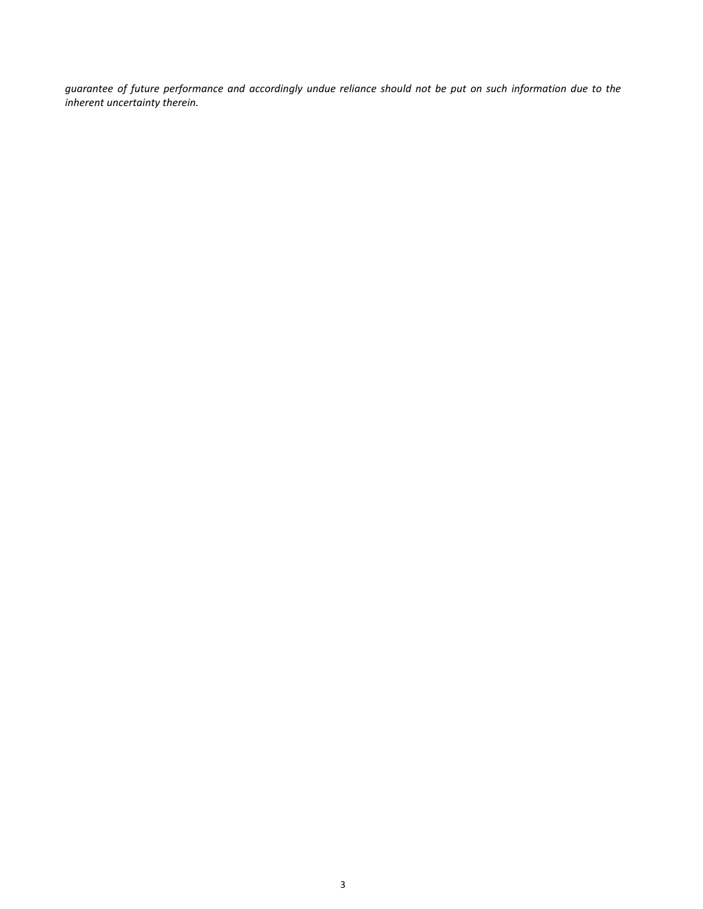*guarantee of future performance and accordingly undue reliance should not be put on such information due to the inherent uncertainty therein.*